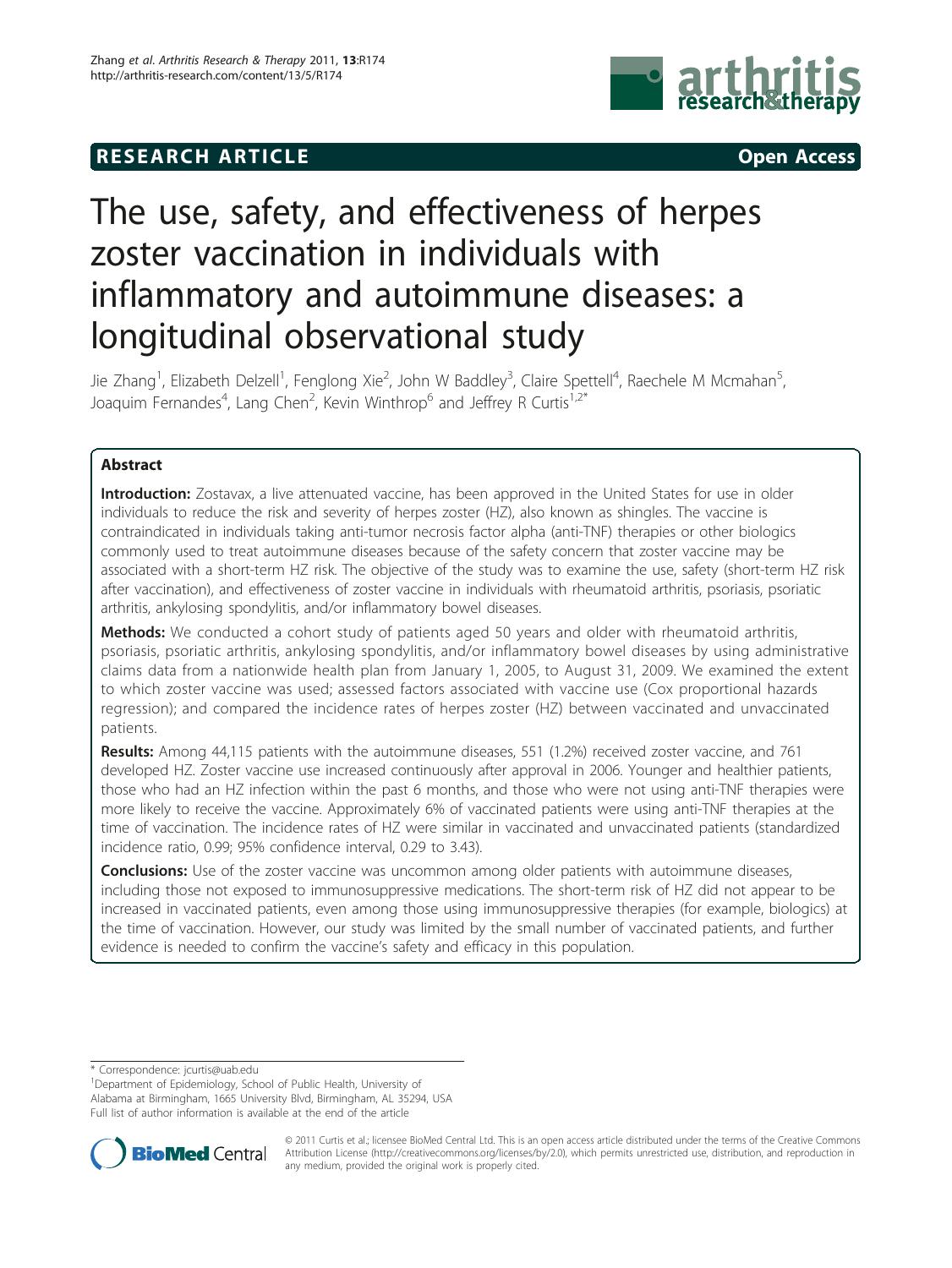**RESEARCH ARTICLE** **Open Access**

# The use, safety, and effectiveness of herpes zoster vaccination in individuals with inflammatory and autoimmune diseases: a longitudinal observational study

Jie Zhang[1], Elizabeth Delzell[1], Fenglong Xie[2], John W Baddley[3], Claire Spettell[4], Raechele M Mcmahan[5], Joaquim Fernandes[4], Lang Chen[2], Kevin Winthrop[6] and Jeffrey R Curtis[1,2*]

## Abstract

**Introduction:** Zostavax, a live attenuated vaccine, has been approved in the United States for use in older individuals to reduce the risk and severity of herpes zoster (HZ), also known as shingles. The vaccine is contraindicated in individuals taking anti-tumor necrosis factor alpha (anti-TNF) therapies or other biologics commonly used to treat autoimmune diseases because of the safety concern that zoster vaccine may be associated with a short-term HZ risk. The objective of the study was to examine the use, safety (short-term HZ risk after vaccination), and effectiveness of zoster vaccine in individuals with rheumatoid arthritis, psoriasis, psoriatic arthritis, ankylosing spondylitis, and/or inflammatory bowel diseases.

**Methods:** We conducted a cohort study of patients aged 50 years and older with rheumatoid arthritis, psoriasis, psoriatic arthritis, ankylosing spondylitis, and/or inflammatory bowel diseases by using administrative claims data from a nationwide health plan from January 1, 2005, to August 31, 2009. We examined the extent to which zoster vaccine was used; assessed factors associated with vaccine use (Cox proportional hazards regression); and compared the incidence rates of herpes zoster (HZ) between vaccinated and unvaccinated patients.

**Results:** Among 44,115 patients with the autoimmune diseases, 551 (1.2%) received zoster vaccine, and 761 developed HZ. Zoster vaccine use increased continuously after approval in 2006. Younger and healthier patients, those who had an HZ infection within the past 6 months, and those who were not using anti-TNF therapies were more likely to receive the vaccine. Approximately 6% of vaccinated patients were using anti-TNF therapies at the time of vaccination. The incidence rates of HZ were similar in vaccinated and unvaccinated patients (standardized incidence ratio, 0.99; 95% confidence interval, 0.29 to 3.43).

**Conclusions:** Use of the zoster vaccine was uncommon among older patients with autoimmune diseases, including those not exposed to immunosuppressive medications. The short-term risk of HZ did not appear to be increased in vaccinated patients, even among those using immunosuppressive therapies (for example, biologics) at the time of vaccination. However, our study was limited by the small number of vaccinated patients, and further evidence is needed to confirm the vaccine's safety and efficacy in this population.

\* Correspondence: jcurtis@uab.edu
[1]Department of Epidemiology, School of Public Health, University of Alabama at Birmingham, 1665 University Blvd, Birmingham, AL 35294, USA
Full list of author information is available at the end of the article

© 2011 Curtis et al.; licensee BioMed Central Ltd. This is an open access article distributed under the terms of the Creative Commons Attribution License (http://creativecommons.org/licenses/by/2.0), which permits unrestricted use, distribution, and reproduction in any medium, provided the original work is properly cited.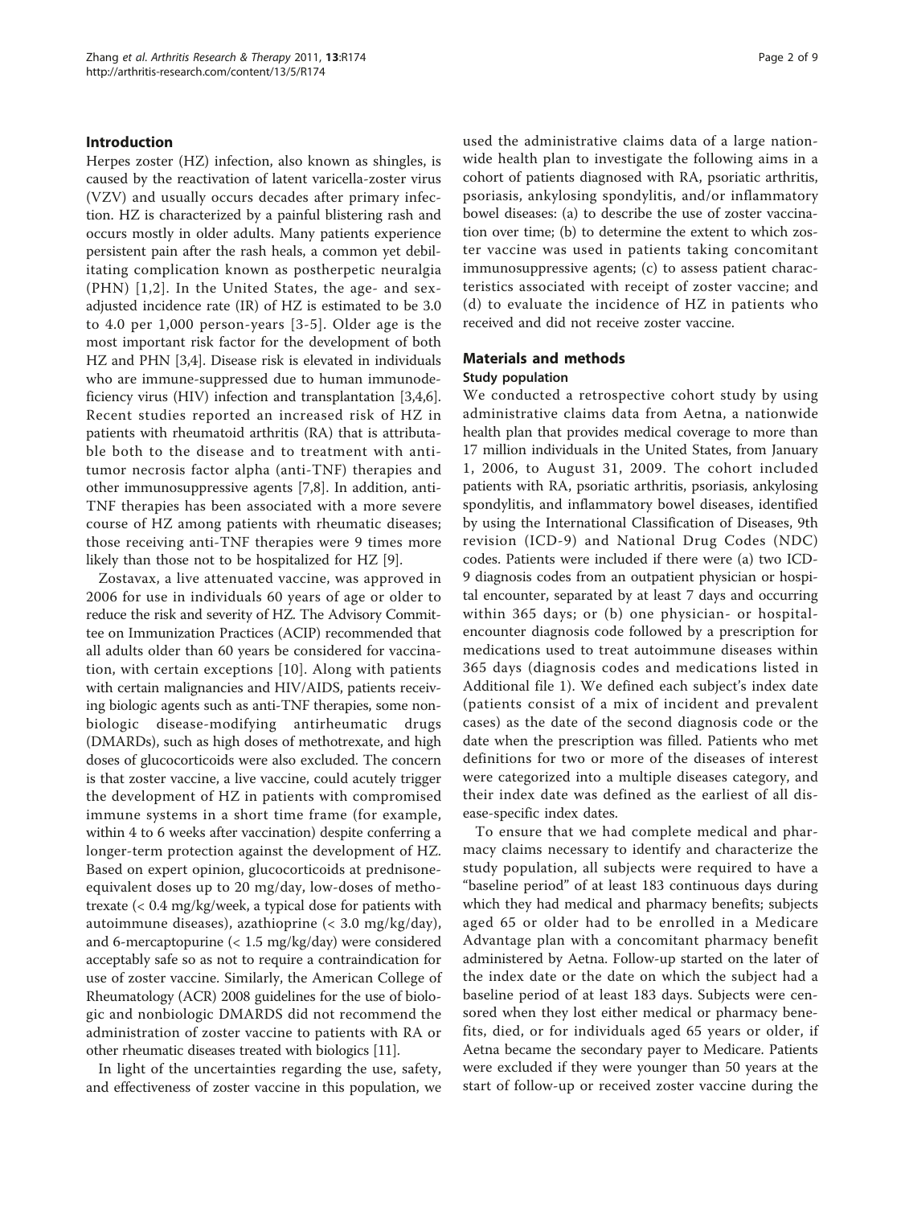## Introduction

Herpes zoster (HZ) infection, also known as shingles, is caused by the reactivation of latent varicella-zoster virus (VZV) and usually occurs decades after primary infection. HZ is characterized by a painful blistering rash and occurs mostly in older adults. Many patients experience persistent pain after the rash heals, a common yet debilitating complication known as postherpetic neuralgia (PHN) [1,2]. In the United States, the age- and sex-adjusted incidence rate (IR) of HZ is estimated to be 3.0 to 4.0 per 1,000 person-years [3-5]. Older age is the most important risk factor for the development of both HZ and PHN [3,4]. Disease risk is elevated in individuals who are immune-suppressed due to human immunodeficiency virus (HIV) infection and transplantation [3,4,6]. Recent studies reported an increased risk of HZ in patients with rheumatoid arthritis (RA) that is attributable both to the disease and to treatment with anti-tumor necrosis factor alpha (anti-TNF) therapies and other immunosuppressive agents [7,8]. In addition, anti-TNF therapies has been associated with a more severe course of HZ among patients with rheumatic diseases; those receiving anti-TNF therapies were 9 times more likely than those not to be hospitalized for HZ [9].

Zostavax, a live attenuated vaccine, was approved in 2006 for use in individuals 60 years of age or older to reduce the risk and severity of HZ. The Advisory Committee on Immunization Practices (ACIP) recommended that all adults older than 60 years be considered for vaccination, with certain exceptions [10]. Along with patients with certain malignancies and HIV/AIDS, patients receiving biologic agents such as anti-TNF therapies, some nonbiologic disease-modifying antirheumatic drugs (DMARDs), such as high doses of methotrexate, and high doses of glucocorticoids were also excluded. The concern is that zoster vaccine, a live vaccine, could acutely trigger the development of HZ in patients with compromised immune systems in a short time frame (for example, within 4 to 6 weeks after vaccination) despite conferring a longer-term protection against the development of HZ. Based on expert opinion, glucocorticoids at prednisone-equivalent doses up to 20 mg/day, low-doses of methotrexate (< 0.4 mg/kg/week, a typical dose for patients with autoimmune diseases), azathioprine (< 3.0 mg/kg/day), and 6-mercaptopurine (< 1.5 mg/kg/day) were considered acceptably safe so as not to require a contraindication for use of zoster vaccine. Similarly, the American College of Rheumatology (ACR) 2008 guidelines for the use of biologic and nonbiologic DMARDS did not recommend the administration of zoster vaccine to patients with RA or other rheumatic diseases treated with biologics [11].

In light of the uncertainties regarding the use, safety, and effectiveness of zoster vaccine in this population, we used the administrative claims data of a large nationwide health plan to investigate the following aims in a cohort of patients diagnosed with RA, psoriatic arthritis, psoriasis, ankylosing spondylitis, and/or inflammatory bowel diseases: (a) to describe the use of zoster vaccination over time; (b) to determine the extent to which zoster vaccine was used in patients taking concomitant immunosuppressive agents; (c) to assess patient characteristics associated with receipt of zoster vaccine; and (d) to evaluate the incidence of HZ in patients who received and did not receive zoster vaccine.

## Materials and methods

### Study population

We conducted a retrospective cohort study by using administrative claims data from Aetna, a nationwide health plan that provides medical coverage to more than 17 million individuals in the United States, from January 1, 2006, to August 31, 2009. The cohort included patients with RA, psoriatic arthritis, psoriasis, ankylosing spondylitis, and inflammatory bowel diseases, identified by using the International Classification of Diseases, 9th revision (ICD-9) and National Drug Codes (NDC) codes. Patients were included if there were (a) two ICD-9 diagnosis codes from an outpatient physician or hospital encounter, separated by at least 7 days and occurring within 365 days; or (b) one physician- or hospital-encounter diagnosis code followed by a prescription for medications used to treat autoimmune diseases within 365 days (diagnosis codes and medications listed in Additional file 1). We defined each subject's index date (patients consist of a mix of incident and prevalent cases) as the date of the second diagnosis code or the date when the prescription was filled. Patients who met definitions for two or more of the diseases of interest were categorized into a multiple diseases category, and their index date was defined as the earliest of all disease-specific index dates.

To ensure that we had complete medical and pharmacy claims necessary to identify and characterize the study population, all subjects were required to have a "baseline period" of at least 183 continuous days during which they had medical and pharmacy benefits; subjects aged 65 or older had to be enrolled in a Medicare Advantage plan with a concomitant pharmacy benefit administered by Aetna. Follow-up started on the later of the index date or the date on which the subject had a baseline period of at least 183 days. Subjects were censored when they lost either medical or pharmacy benefits, died, or for individuals aged 65 years or older, if Aetna became the secondary payer to Medicare. Patients were excluded if they were younger than 50 years at the start of follow-up or received zoster vaccine during the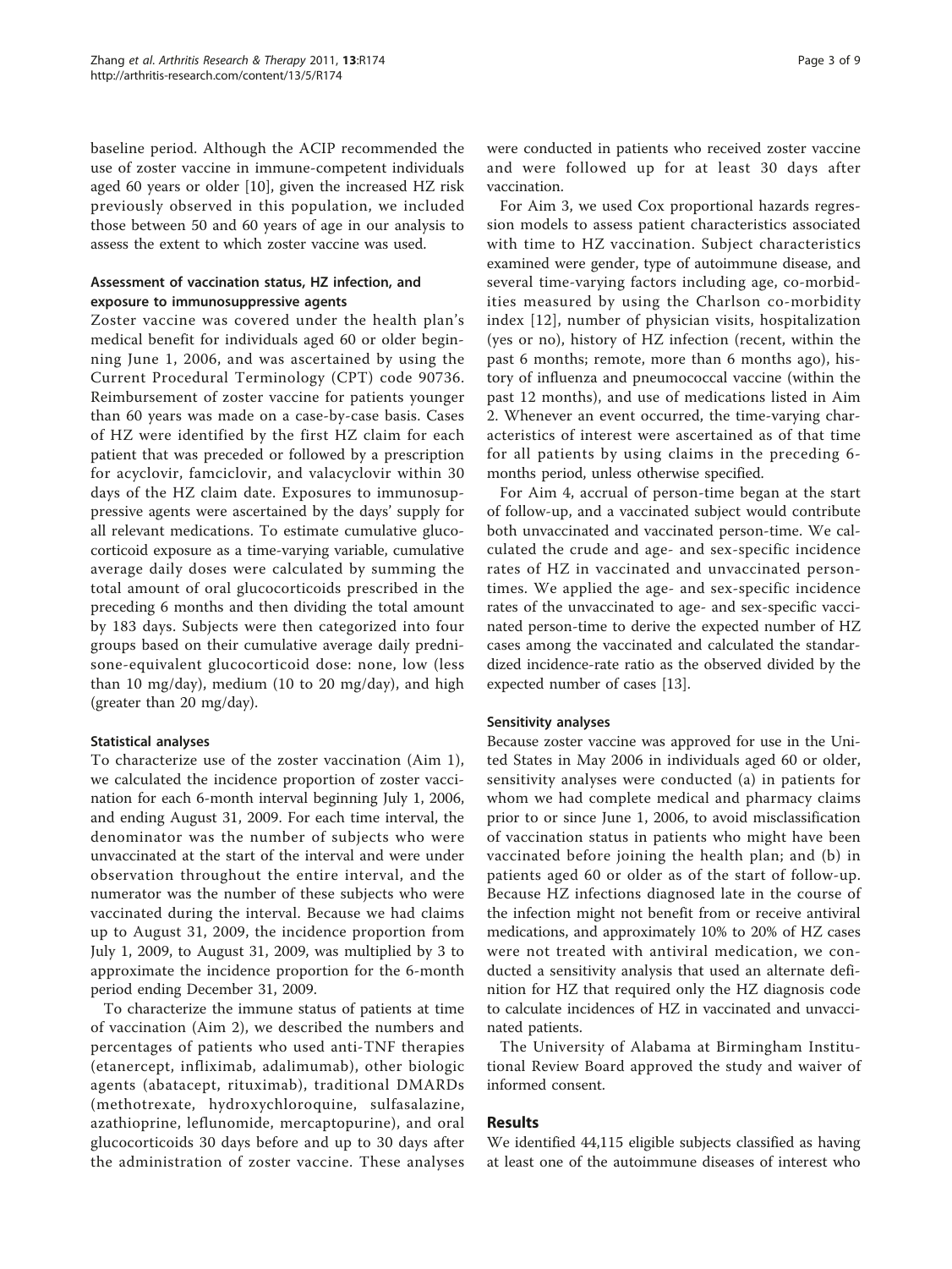baseline period. Although the ACIP recommended the use of zoster vaccine in immune-competent individuals aged 60 years or older [10], given the increased HZ risk previously observed in this population, we included those between 50 and 60 years of age in our analysis to assess the extent to which zoster vaccine was used.

### Assessment of vaccination status, HZ infection, and exposure to immunosuppressive agents

Zoster vaccine was covered under the health plan's medical benefit for individuals aged 60 or older beginning June 1, 2006, and was ascertained by using the Current Procedural Terminology (CPT) code 90736. Reimbursement of zoster vaccine for patients younger than 60 years was made on a case-by-case basis. Cases of HZ were identified by the first HZ claim for each patient that was preceded or followed by a prescription for acyclovir, famciclovir, and valacyclovir within 30 days of the HZ claim date. Exposures to immunosuppressive agents were ascertained by the days' supply for all relevant medications. To estimate cumulative glucocorticoid exposure as a time-varying variable, cumulative average daily doses were calculated by summing the total amount of oral glucocorticoids prescribed in the preceding 6 months and then dividing the total amount by 183 days. Subjects were then categorized into four groups based on their cumulative average daily prednisone-equivalent glucocorticoid dose: none, low (less than 10 mg/day), medium (10 to 20 mg/day), and high (greater than 20 mg/day).

### Statistical analyses

To characterize use of the zoster vaccination (Aim 1), we calculated the incidence proportion of zoster vaccination for each 6-month interval beginning July 1, 2006, and ending August 31, 2009. For each time interval, the denominator was the number of subjects who were unvaccinated at the start of the interval and were under observation throughout the entire interval, and the numerator was the number of these subjects who were vaccinated during the interval. Because we had claims up to August 31, 2009, the incidence proportion from July 1, 2009, to August 31, 2009, was multiplied by 3 to approximate the incidence proportion for the 6-month period ending December 31, 2009.

To characterize the immune status of patients at time of vaccination (Aim 2), we described the numbers and percentages of patients who used anti-TNF therapies (etanercept, infliximab, adalimumab), other biologic agents (abatacept, rituximab), traditional DMARDs (methotrexate, hydroxychloroquine, sulfasalazine, azathioprine, leflunomide, mercaptopurine), and oral glucocorticoids 30 days before and up to 30 days after the administration of zoster vaccine. These analyses were conducted in patients who received zoster vaccine and were followed up for at least 30 days after vaccination.

For Aim 3, we used Cox proportional hazards regression models to assess patient characteristics associated with time to HZ vaccination. Subject characteristics examined were gender, type of autoimmune disease, and several time-varying factors including age, co-morbidities measured by using the Charlson co-morbidity index [12], number of physician visits, hospitalization (yes or no), history of HZ infection (recent, within the past 6 months; remote, more than 6 months ago), history of influenza and pneumococcal vaccine (within the past 12 months), and use of medications listed in Aim 2. Whenever an event occurred, the time-varying characteristics of interest were ascertained as of that time for all patients by using claims in the preceding 6-months period, unless otherwise specified.

For Aim 4, accrual of person-time began at the start of follow-up, and a vaccinated subject would contribute both unvaccinated and vaccinated person-time. We calculated the crude and age- and sex-specific incidence rates of HZ in vaccinated and unvaccinated person-times. We applied the age- and sex-specific incidence rates of the unvaccinated to age- and sex-specific vaccinated person-time to derive the expected number of HZ cases among the vaccinated and calculated the standardized incidence-rate ratio as the observed divided by the expected number of cases [13].

### Sensitivity analyses

Because zoster vaccine was approved for use in the United States in May 2006 in individuals aged 60 or older, sensitivity analyses were conducted (a) in patients for whom we had complete medical and pharmacy claims prior to or since June 1, 2006, to avoid misclassification of vaccination status in patients who might have been vaccinated before joining the health plan; and (b) in patients aged 60 or older as of the start of follow-up. Because HZ infections diagnosed late in the course of the infection might not benefit from or receive antiviral medications, and approximately 10% to 20% of HZ cases were not treated with antiviral medication, we conducted a sensitivity analysis that used an alternate definition for HZ that required only the HZ diagnosis code to calculate incidences of HZ in vaccinated and unvaccinated patients.

The University of Alabama at Birmingham Institutional Review Board approved the study and waiver of informed consent.

## Results

We identified 44,115 eligible subjects classified as having at least one of the autoimmune diseases of interest who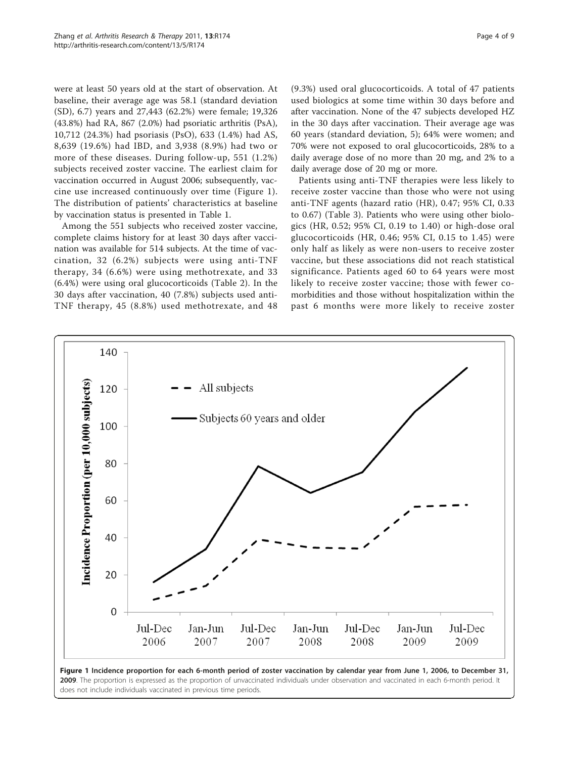were at least 50 years old at the start of observation. At baseline, their average age was 58.1 (standard deviation (SD), 6.7) years and 27,443 (62.2%) were female; 19,326 (43.8%) had RA, 867 (2.0%) had psoriatic arthritis (PsA), 10,712 (24.3%) had psoriasis (PsO), 633 (1.4%) had AS, 8,639 (19.6%) had IBD, and 3,938 (8.9%) had two or more of these diseases. During follow-up, 551 (1.2%) subjects received zoster vaccine. The earliest claim for vaccination occurred in August 2006; subsequently, vaccine use increased continuously over time (Figure 1). The distribution of patients' characteristics at baseline by vaccination status is presented in Table 1.

Among the 551 subjects who received zoster vaccine, complete claims history for at least 30 days after vaccination was available for 514 subjects. At the time of vaccination, 32 (6.2%) subjects were using anti-TNF therapy, 34 (6.6%) were using methotrexate, and 33 (6.4%) were using oral glucocorticoids (Table 2). In the 30 days after vaccination, 40 (7.8%) subjects used anti-TNF therapy, 45 (8.8%) used methotrexate, and 48 (9.3%) used oral glucocorticoids. A total of 47 patients used biologics at some time within 30 days before and after vaccination. None of the 47 subjects developed HZ in the 30 days after vaccination. Their average age was 60 years (standard deviation, 5); 64% were women; and 70% were not exposed to oral glucocorticoids, 28% to a daily average dose of no more than 20 mg, and 2% to a daily average dose of 20 mg or more.

Patients using anti-TNF therapies were less likely to receive zoster vaccine than those who were not using anti-TNF agents (hazard ratio (HR), 0.47; 95% CI, 0.33 to 0.67) (Table 3). Patients who were using other biologics (HR, 0.52; 95% CI, 0.19 to 1.40) or high-dose oral glucocorticoids (HR, 0.46; 95% CI, 0.15 to 1.45) were only half as likely as were non-users to receive zoster vaccine, but these associations did not reach statistical significance. Patients aged 60 to 64 years were most likely to receive zoster vaccine; those with fewer comorbidities and those without hospitalization within the past 6 months were more likely to receive zoster

**Figure 1 Incidence proportion for each 6-month period of zoster vaccination by calendar year from June 1, 2006, to December 31, 2009**. The proportion is expressed as the proportion of unvaccinated individuals under observation and vaccinated in each 6-month period. It does not include individuals vaccinated in previous time periods.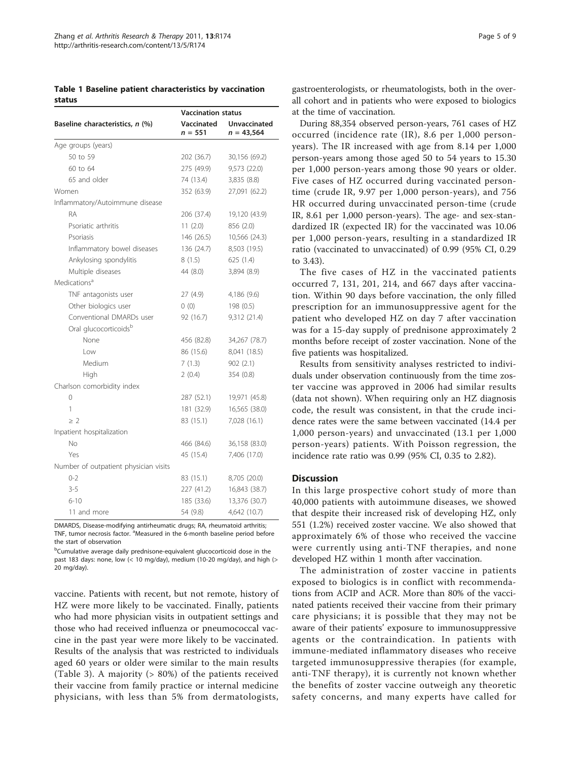**Table 1 Baseline patient characteristics by vaccination status**

| Baseline characteristics, n (%) | Vaccination status | |
|---|---|---|
| | Vaccinated n = 551 | Unvaccinated n = 43,564 |
| Age groups (years) | | |
| 50 to 59 | 202 (36.7) | 30,156 (69.2) |
| 60 to 64 | 275 (49.9) | 9,573 (22.0) |
| 65 and older | 74 (13.4) | 3,835 (8.8) |
| Women | 352 (63.9) | 27,091 (62.2) |
| Inflammatory/Autoimmune disease | | |
| RA | 206 (37.4) | 19,120 (43.9) |
| Psoriatic arthritis | 11 (2.0) | 856 (2.0) |
| Psoriasis | 146 (26.5) | 10,566 (24.3) |
| Inflammatory bowel diseases | 136 (24.7) | 8,503 (19.5) |
| Ankylosing spondylitis | 8 (1.5) | 625 (1.4) |
| Multiple diseases | 44 (8.0) | 3,894 (8.9) |
| Medications[a] | | |
| TNF antagonists user | 27 (4.9) | 4,186 (9.6) |
| Other biologics user | 0 (0) | 198 (0.5) |
| Conventional DMARDs user | 92 (16.7) | 9,312 (21.4) |
| Oral glucocorticoids[b] | | |
| None | 456 (82.8) | 34,267 (78.7) |
| Low | 86 (15.6) | 8,041 (18.5) |
| Medium | 7 (1.3) | 902 (2.1) |
| High | 2 (0.4) | 354 (0.8) |
| Charlson comorbidity index | | |
| 0 | 287 (52.1) | 19,971 (45.8) |
| 1 | 181 (32.9) | 16,565 (38.0) |
| ≥ 2 | 83 (15.1) | 7,028 (16.1) |
| Inpatient hospitalization | | |
| No | 466 (84.6) | 36,158 (83.0) |
| Yes | 45 (15.4) | 7,406 (17.0) |
| Number of outpatient physician visits | | |
| 0-2 | 83 (15.1) | 8,705 (20.0) |
| 3-5 | 227 (41.2) | 16,843 (38.7) |
| 6-10 | 185 (33.6) | 13,376 (30.7) |
| 11 and more | 54 (9.8) | 4,642 (10.7) |

DMARDS, Disease-modifying antirheumatic drugs; RA, rheumatoid arthritis; TNF, tumor necrosis factor. [a]Measured in the 6-month baseline period before the start of observation

[b]Cumulative average daily prednisone-equivalent glucocorticoid dose in the past 183 days: none, low (< 10 mg/day), medium (10-20 mg/day), and high (> 20 mg/day).

vaccine. Patients with recent, but not remote, history of HZ were more likely to be vaccinated. Finally, patients who had more physician visits in outpatient settings and those who had received influenza or pneumococcal vaccine in the past year were more likely to be vaccinated. Results of the analysis that was restricted to individuals aged 60 years or older were similar to the main results (Table 3). A majority (> 80%) of the patients received their vaccine from family practice or internal medicine physicians, with less than 5% from dermatologists, gastroenterologists, or rheumatologists, both in the overall cohort and in patients who were exposed to biologics at the time of vaccination.

During 88,354 observed person-years, 761 cases of HZ occurred (incidence rate (IR), 8.6 per 1,000 person-years). The IR increased with age from 8.14 per 1,000 person-years among those aged 50 to 54 years to 15.30 per 1,000 person-years among those 90 years or older. Five cases of HZ occurred during vaccinated person-time (crude IR, 9.97 per 1,000 person-years), and 756 HR occurred during unvaccinated person-time (crude IR, 8.61 per 1,000 person-years). The age- and sex-standardized IR (expected IR) for the vaccinated was 10.06 per 1,000 person-years, resulting in a standardized IR ratio (vaccinated to unvaccinated) of 0.99 (95% CI, 0.29 to 3.43).

The five cases of HZ in the vaccinated patients occurred 7, 131, 201, 214, and 667 days after vaccination. Within 90 days before vaccination, the only filled prescription for an immunosuppressive agent for the patient who developed HZ on day 7 after vaccination was for a 15-day supply of prednisone approximately 2 months before receipt of zoster vaccination. None of the five patients was hospitalized.

Results from sensitivity analyses restricted to individuals under observation continuously from the time zoster vaccine was approved in 2006 had similar results (data not shown). When requiring only an HZ diagnosis code, the result was consistent, in that the crude incidence rates were the same between vaccinated (14.4 per 1,000 person-years) and unvaccinated (13.1 per 1,000 person-years) patients. With Poisson regression, the incidence rate ratio was 0.99 (95% CI, 0.35 to 2.82).

## Discussion

In this large prospective cohort study of more than 40,000 patients with autoimmune diseases, we showed that despite their increased risk of developing HZ, only 551 (1.2%) received zoster vaccine. We also showed that approximately 6% of those who received the vaccine were currently using anti-TNF therapies, and none developed HZ within 1 month after vaccination.

The administration of zoster vaccine in patients exposed to biologics is in conflict with recommendations from ACIP and ACR. More than 80% of the vaccinated patients received their vaccine from their primary care physicians; it is possible that they may not be aware of their patients' exposure to immunosuppressive agents or the contraindication. In patients with immune-mediated inflammatory diseases who receive targeted immunosuppressive therapies (for example, anti-TNF therapy), it is currently not known whether the benefits of zoster vaccine outweigh any theoretic safety concerns, and many experts have called for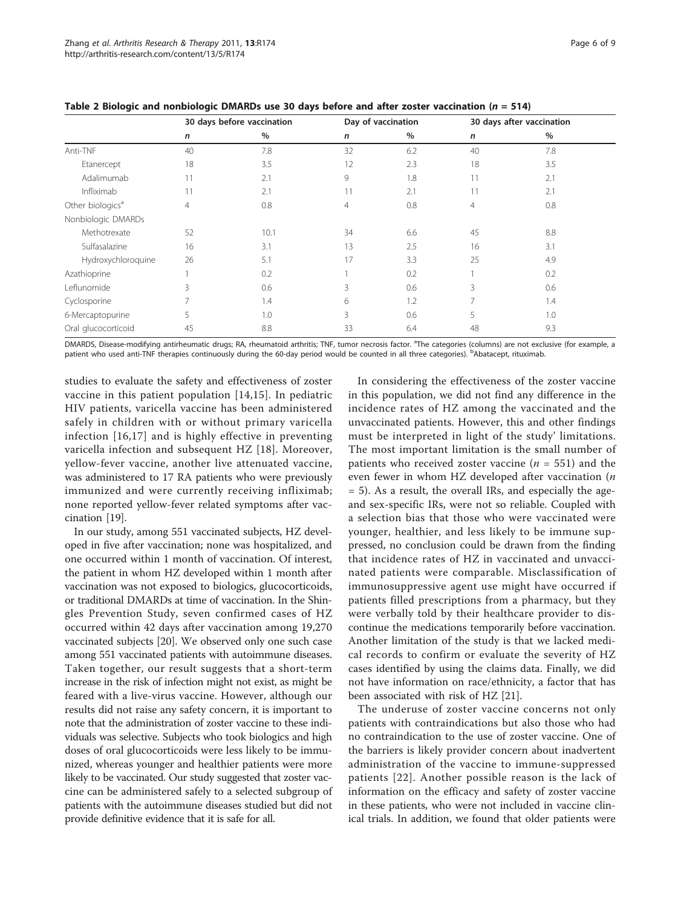**Table 2 Biologic and nonbiologic DMARDs use 30 days before and after zoster vaccination ($n$ = 514)**

| | 30 days before vaccination | | Day of vaccination | | 30 days after vaccination | |
|---|---|---|---|---|---|---|
| | *n* | % | *n* | % | *n* | % |
| Anti-TNF | 40 | 7.8 | 32 | 6.2 | 40 | 7.8 |
| Etanercept | 18 | 3.5 | 12 | 2.3 | 18 | 3.5 |
| Adalimumab | 11 | 2.1 | 9 | 1.8 | 11 | 2.1 |
| Infliximab | 11 | 2.1 | 11 | 2.1 | 11 | 2.1 |
| Other biologics[a] | 4 | 0.8 | 4 | 0.8 | 4 | 0.8 |
| Nonbiologic DMARDs | | | | | | |
| Methotrexate | 52 | 10.1 | 34 | 6.6 | 45 | 8.8 |
| Sulfasalazine | 16 | 3.1 | 13 | 2.5 | 16 | 3.1 |
| Hydroxychloroquine | 26 | 5.1 | 17 | 3.3 | 25 | 4.9 |
| Azathioprine | 1 | 0.2 | 1 | 0.2 | 1 | 0.2 |
| Leflunomide | 3 | 0.6 | 3 | 0.6 | 3 | 0.6 |
| Cyclosporine | 7 | 1.4 | 6 | 1.2 | 7 | 1.4 |
| 6-Mercaptopurine | 5 | 1.0 | 3 | 0.6 | 5 | 1.0 |
| Oral glucocorticoid | 45 | 8.8 | 33 | 6.4 | 48 | 9.3 |

DMARDS, Disease-modifying antirheumatic drugs; RA, rheumatoid arthritis; TNF, tumor necrosis factor. [a]The categories (columns) are not exclusive (for example, a patient who used anti-TNF therapies continuously during the 60-day period would be counted in all three categories). [b]Abatacept, rituximab.

studies to evaluate the safety and effectiveness of zoster vaccine in this patient population [14,15]. In pediatric HIV patients, varicella vaccine has been administered safely in children with or without primary varicella infection [16,17] and is highly effective in preventing varicella infection and subsequent HZ [18]. Moreover, yellow-fever vaccine, another live attenuated vaccine, was administered to 17 RA patients who were previously immunized and were currently receiving infliximab; none reported yellow-fever related symptoms after vaccination [19].

In our study, among 551 vaccinated subjects, HZ developed in five after vaccination; none was hospitalized, and one occurred within 1 month of vaccination. Of interest, the patient in whom HZ developed within 1 month after vaccination was not exposed to biologics, glucocorticoids, or traditional DMARDs at time of vaccination. In the Shingles Prevention Study, seven confirmed cases of HZ occurred within 42 days after vaccination among 19,270 vaccinated subjects [20]. We observed only one such case among 551 vaccinated patients with autoimmune diseases. Taken together, our result suggests that a short-term increase in the risk of infection might not exist, as might be feared with a live-virus vaccine. However, although our results did not raise any safety concern, it is important to note that the administration of zoster vaccine to these individuals was selective. Subjects who took biologics and high doses of oral glucocorticoids were less likely to be immunized, whereas younger and healthier patients were more likely to be vaccinated. Our study suggested that zoster vaccine can be administered safely to a selected subgroup of patients with the autoimmune diseases studied but did not provide definitive evidence that it is safe for all.

In considering the effectiveness of the zoster vaccine in this population, we did not find any difference in the incidence rates of HZ among the vaccinated and the unvaccinated patients. However, this and other findings must be interpreted in light of the study' limitations. The most important limitation is the small number of patients who received zoster vaccine ($n$ = 551) and the even fewer in whom HZ developed after vaccination ($n$ = 5). As a result, the overall IRs, and especially the age- and sex-specific IRs, were not so reliable. Coupled with a selection bias that those who were vaccinated were younger, healthier, and less likely to be immune suppressed, no conclusion could be drawn from the finding that incidence rates of HZ in vaccinated and unvaccinated patients were comparable. Misclassification of immunosuppressive agent use might have occurred if patients filled prescriptions from a pharmacy, but they were verbally told by their healthcare provider to discontinue the medications temporarily before vaccination. Another limitation of the study is that we lacked medical records to confirm or evaluate the severity of HZ cases identified by using the claims data. Finally, we did not have information on race/ethnicity, a factor that has been associated with risk of HZ [21].

The underuse of zoster vaccine concerns not only patients with contraindications but also those who had no contraindication to the use of zoster vaccine. One of the barriers is likely provider concern about inadvertent administration of the vaccine to immune-suppressed patients [22]. Another possible reason is the lack of information on the efficacy and safety of zoster vaccine in these patients, who were not included in vaccine clinical trials. In addition, we found that older patients were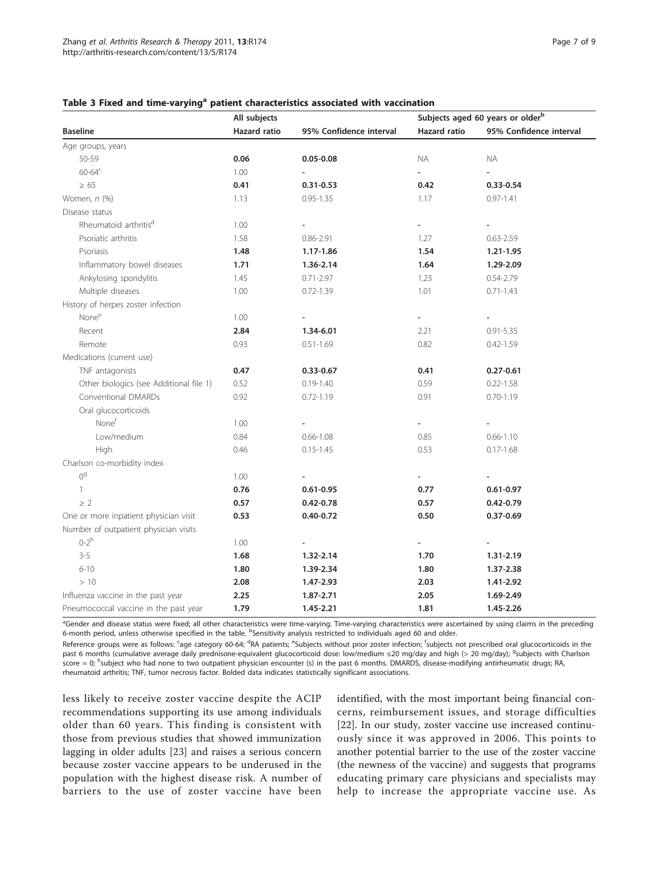**Table 3 Fixed and time-varying[a] patient characteristics associated with vaccination**

| | All subjects | | Subjects aged 60 years or older[b] | |
|---|---|---|---|---|
| **Baseline** | **Hazard ratio** | **95% Confidence interval** | **Hazard ratio** | **95% Confidence interval** |
| Age groups, years | | | | |
| 50-59 | **0.06** | **0.05-0.08** | NA | NA |
| 60-64[c] | 1.00 | - | - | - |
| ≥ 65 | **0.41** | **0.31-0.53** | **0.42** | **0.33-0.54** |
| Women, *n* (%) | 1.13 | 0.95-1.35 | 1.17 | 0.97-1.41 |
| Disease status | | | | |
| Rheumatoid arthritis[d] | 1.00 | - | - | - |
| Psoriatic arthritis | 1.58 | 0.86-2.91 | 1.27 | 0.63-2.59 |
| Psoriasis | **1.48** | **1.17-1.86** | **1.54** | **1.21-1.95** |
| Inflammatory bowel diseases | **1.71** | **1.36-2.14** | **1.64** | **1.29-2.09** |
| Ankylosing spondylitis | 1.45 | 0.71-2.97 | 1.23 | 0.54-2.79 |
| Multiple diseases | 1.00 | 0.72-1.39 | 1.01 | 0.71-1.43 |
| History of herpes zoster infection | | | | |
| None[e] | 1.00 | - | - | - |
| Recent | **2.84** | **1.34-6.01** | 2.21 | 0.91-5.35 |
| Remote | 0.93 | 0.51-1.69 | 0.82 | 0.42-1.59 |
| Medications (current use) | | | | |
| TNF antagonists | **0.47** | **0.33-0.67** | **0.41** | **0.27-0.61** |
| Other biologics (see Additional file 1) | 0.52 | 0.19-1.40 | 0.59 | 0.22-1.58 |
| Conventional DMARDs | 0.92 | 0.72-1.19 | 0.91 | 0.70-1.19 |
| Oral glucocorticoids | | | | |
| None[f] | 1.00 | - | - | - |
| Low/medium | 0.84 | 0.66-1.08 | 0.85 | 0.66-1.10 |
| High | 0.46 | 0.15-1.45 | 0.53 | 0.17-1.68 |
| Charlson co-morbidity index | | | | |
| 0[g] | 1.00 | - | - | - |
| 1 | **0.76** | **0.61-0.95** | **0.77** | **0.61-0.97** |
| ≥ 2 | **0.57** | **0.42-0.78** | **0.57** | **0.42-0.79** |
| One or more inpatient physician visit | **0.53** | **0.40-0.72** | **0.50** | **0.37-0.69** |
| Number of outpatient physician visits | | | | |
| 0-2[h] | 1.00 | - | - | - |
| 3-5 | **1.68** | **1.32-2.14** | **1.70** | **1.31-2.19** |
| 6-10 | **1.80** | **1.39-2.34** | **1.80** | **1.37-2.38** |
| > 10 | **2.08** | **1.47-2.93** | **2.03** | **1.41-2.92** |
| Influenza vaccine in the past year | **2.25** | **1.87-2.71** | **2.05** | **1.69-2.49** |
| Pneumococcal vaccine in the past year | **1.79** | **1.45-2.21** | **1.81** | **1.45-2.26** |

[a]Gender and disease status were fixed; all other characteristics were time-varying. Time-varying characteristics were ascertained by using claims in the preceding 6-month period, unless otherwise specified in the table. [b]Sensitivity analysis restricted to individuals aged 60 and older.

Reference groups were as follows: [c]age category 60-64; [d]RA patients; [e]Subjects without prior zoster infection; [f]subjects not prescribed oral glucocorticoids in the past 6 months (cumulative average daily prednisone-equivalent glucocorticoid dose: low/medium ≤20 mg/day and high (> 20 mg/day); [g]subjects with Charlson score = 0; [h]subject who had none to two outpatient physician encounter (s) in the past 6 months. DMARDS, disease-modifying antirheumatic drugs; RA, rheumatoid arthritis; TNF, tumor necrosis factor. Bolded data indicates statistically significant associations.

less likely to receive zoster vaccine despite the ACIP recommendations supporting its use among individuals older than 60 years. This finding is consistent with those from previous studies that showed immunization lagging in older adults [23] and raises a serious concern because zoster vaccine appears to be underused in the population with the highest disease risk. A number of barriers to the use of zoster vaccine have been identified, with the most important being financial concerns, reimbursement issues, and storage difficulties [22]. In our study, zoster vaccine use increased continuously since it was approved in 2006. This points to another potential barrier to the use of the zoster vaccine (the newness of the vaccine) and suggests that programs educating primary care physicians and specialists may help to increase the appropriate vaccine use. As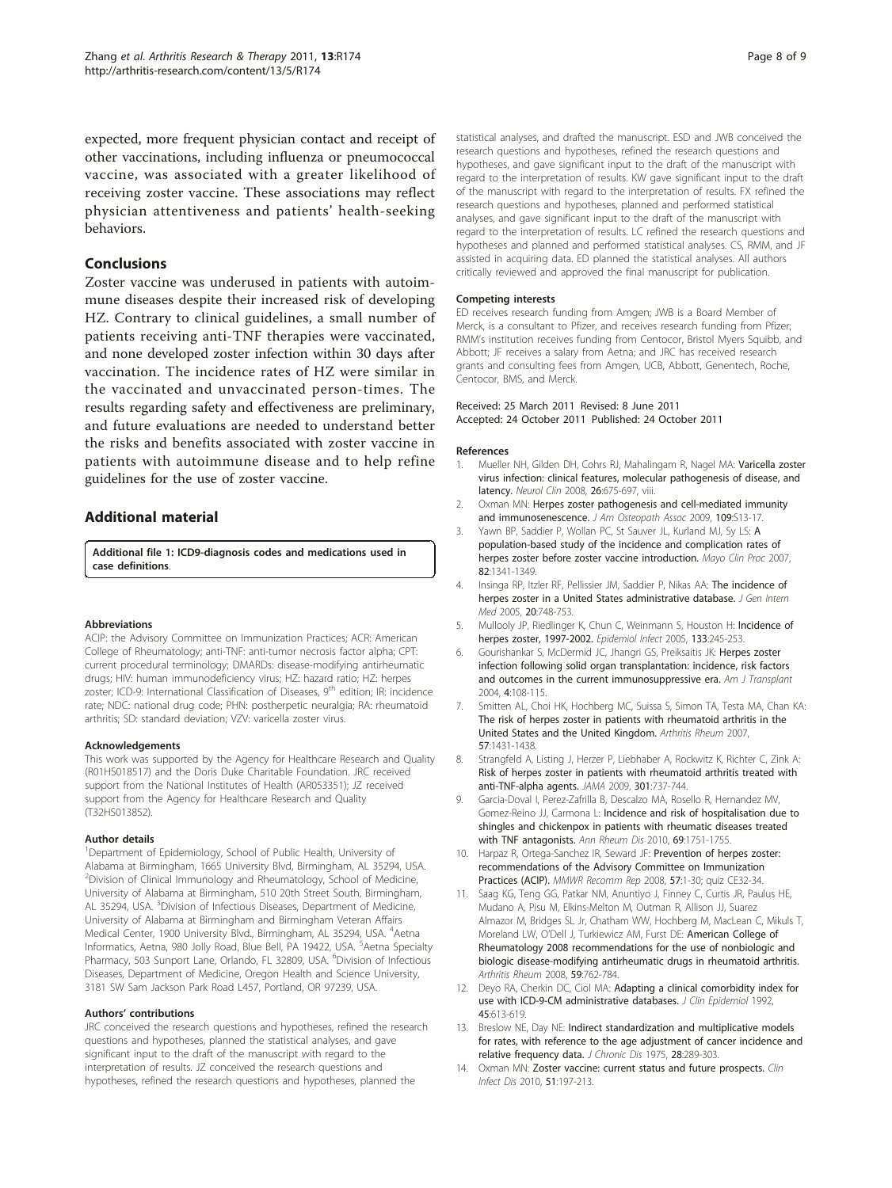expected, more frequent physician contact and receipt of other vaccinations, including influenza or pneumococcal vaccine, was associated with a greater likelihood of receiving zoster vaccine. These associations may reflect physician attentiveness and patients' health-seeking behaviors.

## Conclusions

Zoster vaccine was underused in patients with autoimmune diseases despite their increased risk of developing HZ. Contrary to clinical guidelines, a small number of patients receiving anti-TNF therapies were vaccinated, and none developed zoster infection within 30 days after vaccination. The incidence rates of HZ were similar in the vaccinated and unvaccinated person-times. The results regarding safety and effectiveness are preliminary, and future evaluations are needed to understand better the risks and benefits associated with zoster vaccine in patients with autoimmune disease and to help refine guidelines for the use of zoster vaccine.

## Additional material

**Additional file 1: ICD9-diagnosis codes and medications used in case definitions**.

#### Abbreviations

ACIP: the Advisory Committee on Immunization Practices; ACR: American College of Rheumatology; anti-TNF: anti-tumor necrosis factor alpha; CPT: current procedural terminology; DMARDs: disease-modifying antirheumatic drugs; HIV: human immunodeficiency virus; HZ: hazard ratio; HZ: herpes zoster; ICD-9: International Classification of Diseases, 9th edition; IR: incidence rate; NDC: national drug code; PHN: postherpetic neuralgia; RA: rheumatoid arthritis; SD: standard deviation; VZV: varicella zoster virus.

#### Acknowledgements

This work was supported by the Agency for Healthcare Research and Quality (R01HS018517) and the Doris Duke Charitable Foundation. JRC received support from the National Institutes of Health (AR053351); JZ received support from the Agency for Healthcare Research and Quality (T32HS013852).

#### Author details

[1]Department of Epidemiology, School of Public Health, University of Alabama at Birmingham, 1665 University Blvd, Birmingham, AL 35294, USA. [2]Division of Clinical Immunology and Rheumatology, School of Medicine, University of Alabama at Birmingham, 510 20th Street South, Birmingham, AL 35294, USA. [3]Division of Infectious Diseases, Department of Medicine, University of Alabama at Birmingham and Birmingham Veteran Affairs Medical Center, 1900 University Blvd., Birmingham, AL 35294, USA. [4]Aetna Informatics, Aetna, 980 Jolly Road, Blue Bell, PA 19422, USA. [5]Aetna Specialty Pharmacy, 503 Sunport Lane, Orlando, FL 32809, USA. [6]Division of Infectious Diseases, Department of Medicine, Oregon Health and Science University, 3181 SW Sam Jackson Park Road L457, Portland, OR 97239, USA.

#### Authors' contributions

JRC conceived the research questions and hypotheses, refined the research questions and hypotheses, planned the statistical analyses, and gave significant input to the draft of the manuscript with regard to the interpretation of results. JZ conceived the research questions and hypotheses, refined the research questions and hypotheses, planned the statistical analyses, and drafted the manuscript. ESD and JWB conceived the research questions and hypotheses, refined the research questions and hypotheses, and gave significant input to the draft of the manuscript with regard to the interpretation of results. KW gave significant input to the draft of the manuscript with regard to the interpretation of results. FX refined the research questions and hypotheses, planned and performed statistical analyses, and gave significant input to the draft of the manuscript with regard to the interpretation of results. LC refined the research questions and hypotheses and planned and performed statistical analyses. CS, RMM, and JF assisted in acquiring data. ED planned the statistical analyses. All authors critically reviewed and approved the final manuscript for publication.

#### Competing interests

ED receives research funding from Amgen; JWB is a Board Member of Merck, is a consultant to Pfizer, and receives research funding from Pfizer; RMM's institution receives funding from Centocor, Bristol Myers Squibb, and Abbott; JF receives a salary from Aetna; and JRC has received research grants and consulting fees from Amgen, UCB, Abbott, Genentech, Roche, Centocor, BMS, and Merck.

Received: 25 March 2011 Revised: 8 June 2011
Accepted: 24 October 2011 Published: 24 October 2011

#### References

1. Mueller NH, Gilden DH, Cohrs RJ, Mahalingam R, Nagel MA: **Varicella zoster virus infection: clinical features, molecular pathogenesis of disease, and latency.** *Neurol Clin* 2008, **26**:675-697, viii.
2. Oxman MN: **Herpes zoster pathogenesis and cell-mediated immunity and immunosenescence.** *J Am Osteopath Assoc* 2009, **109**:S13-17.
3. Yawn BP, Saddier P, Wollan PC, St Sauver JL, Kurland MJ, Sy LS: **A population-based study of the incidence and complication rates of herpes zoster before zoster vaccine introduction.** *Mayo Clin Proc* 2007, **82**:1341-1349.
4. Insinga RP, Itzler RF, Pellissier JM, Saddier P, Nikas AA: **The incidence of herpes zoster in a United States administrative database.** *J Gen Intern Med* 2005, **20**:748-753.
5. Mullooly JP, Riedlinger K, Chun C, Weinmann S, Houston H: **Incidence of herpes zoster, 1997-2002.** *Epidemiol Infect* 2005, **133**:245-253.
6. Gourishankar S, McDermid JC, Jhangri GS, Preiksaitis JK: **Herpes zoster infection following solid organ transplantation: incidence, risk factors and outcomes in the current immunosuppressive era.** *Am J Transplant* 2004, **4**:108-115.
7. Smitten AL, Choi HK, Hochberg MC, Suissa S, Simon TA, Testa MA, Chan KA: **The risk of herpes zoster in patients with rheumatoid arthritis in the United States and the United Kingdom.** *Arthritis Rheum* 2007, **57**:1431-1438.
8. Strangfeld A, Listing J, Herzer P, Liebhaber A, Rockwitz K, Richter C, Zink A: **Risk of herpes zoster in patients with rheumatoid arthritis treated with anti-TNF-alpha agents.** *JAMA* 2009, **301**:737-744.
9. Garcia-Doval I, Perez-Zafrilla B, Descalzo MA, Rosello R, Hernandez MV, Gomez-Reino JJ, Carmona L: **Incidence and risk of hospitalisation due to shingles and chickenpox in patients with rheumatic diseases treated with TNF antagonists.** *Ann Rheum Dis* 2010, **69**:1751-1755.
10. Harpaz R, Ortega-Sanchez IR, Seward JF: **Prevention of herpes zoster: recommendations of the Advisory Committee on Immunization Practices (ACIP).** *MMWR Recomm Rep* 2008, **57**:1-30; quiz CE32-34.
11. Saag KG, Teng GG, Patkar NM, Anuntiyo J, Finney C, Curtis JR, Paulus HE, Mudano A, Pisu M, Elkins-Melton M, Outman R, Allison JJ, Suarez Almazor M, Bridges SL Jr, Chatham WW, Hochberg M, MacLean C, Mikuls T, Moreland LW, O'Dell J, Turkiewicz AM, Furst DE: **American College of Rheumatology 2008 recommendations for the use of nonbiologic and biologic disease-modifying antirheumatic drugs in rheumatoid arthritis.** *Arthritis Rheum* 2008, **59**:762-784.
12. Deyo RA, Cherkin DC, Ciol MA: **Adapting a clinical comorbidity index for use with ICD-9-CM administrative databases.** *J Clin Epidemiol* 1992, **45**:613-619.
13. Breslow NE, Day NE: **Indirect standardization and multiplicative models for rates, with reference to the age adjustment of cancer incidence and relative frequency data.** *J Chronic Dis* 1975, **28**:289-303.
14. Oxman MN: **Zoster vaccine: current status and future prospects.** *Clin Infect Dis* 2010, **51**:197-213.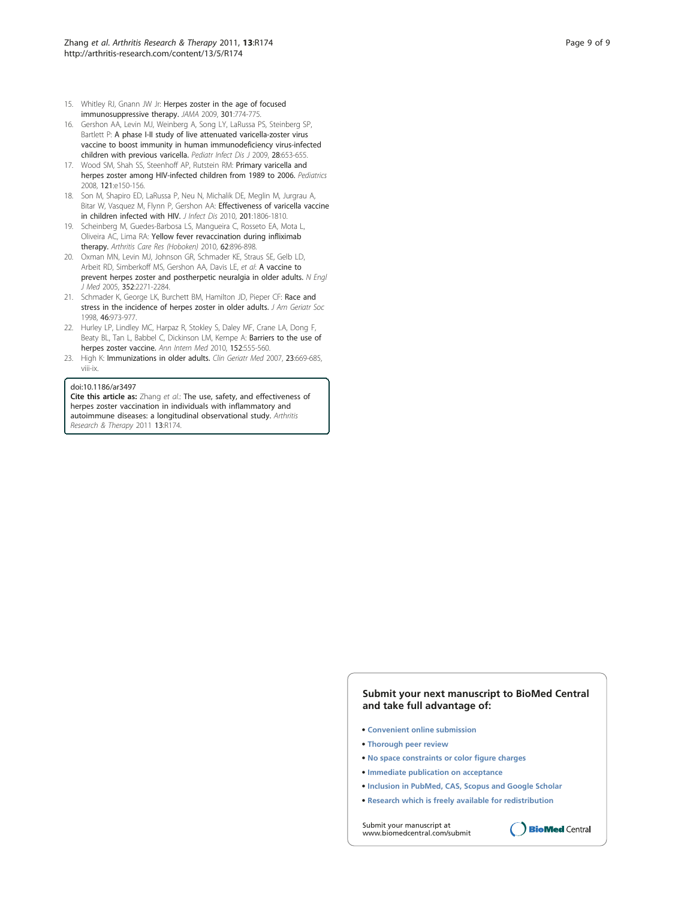15. Whitley RJ, Gnann JW Jr: **Herpes zoster in the age of focused immunosuppressive therapy.** *JAMA* 2009, **301**:774-775.
16. Gershon AA, Levin MJ, Weinberg A, Song LY, LaRussa PS, Steinberg SP, Bartlett P: **A phase I-II study of live attenuated varicella-zoster virus vaccine to boost immunity in human immunodeficiency virus-infected children with previous varicella.** *Pediatr Infect Dis J* 2009, **28**:653-655.
17. Wood SM, Shah SS, Steenhoff AP, Rutstein RM: **Primary varicella and herpes zoster among HIV-infected children from 1989 to 2006.** *Pediatrics* 2008, **121**:e150-156.
18. Son M, Shapiro ED, LaRussa P, Neu N, Michalik DE, Meglin M, Jurgrau A, Bitar W, Vasquez M, Flynn P, Gershon AA: **Effectiveness of varicella vaccine in children infected with HIV.** *J Infect Dis* 2010, **201**:1806-1810.
19. Scheinberg M, Guedes-Barbosa LS, Mangueira C, Rosseto EA, Mota L, Oliveira AC, Lima RA: **Yellow fever revaccination during infliximab therapy.** *Arthritis Care Res (Hoboken)* 2010, **62**:896-898.
20. Oxman MN, Levin MJ, Johnson GR, Schmader KE, Straus SE, Gelb LD, Arbeit RD, Simberkoff MS, Gershon AA, Davis LE, *et al*: **A vaccine to prevent herpes zoster and postherpetic neuralgia in older adults.** *N Engl J Med* 2005, **352**:2271-2284.
21. Schmader K, George LK, Burchett BM, Hamilton JD, Pieper CF: **Race and stress in the incidence of herpes zoster in older adults.** *J Am Geriatr Soc* 1998, **46**:973-977.
22. Hurley LP, Lindley MC, Harpaz R, Stokley S, Daley MF, Crane LA, Dong F, Beaty BL, Tan L, Babbel C, Dickinson LM, Kempe A: **Barriers to the use of herpes zoster vaccine.** *Ann Intern Med* 2010, **152**:555-560.
23. High K: **Immunizations in older adults.** *Clin Geriatr Med* 2007, **23**:669-685, viii-ix.

doi:10.1186/ar3497

**Cite this article as:** Zhang *et al.*: The use, safety, and effectiveness of herpes zoster vaccination in individuals with inflammatory and autoimmune diseases: a longitudinal observational study. *Arthritis Research & Therapy* 2011 **13**:R174.

**Submit your next manuscript to BioMed Central and take full advantage of:**

- Convenient online submission
- Thorough peer review
- No space constraints or color figure charges
- Immediate publication on acceptance
- Inclusion in PubMed, CAS, Scopus and Google Scholar
- Research which is freely available for redistribution

Submit your manuscript at www.biomedcentral.com/submit

BioMed Central